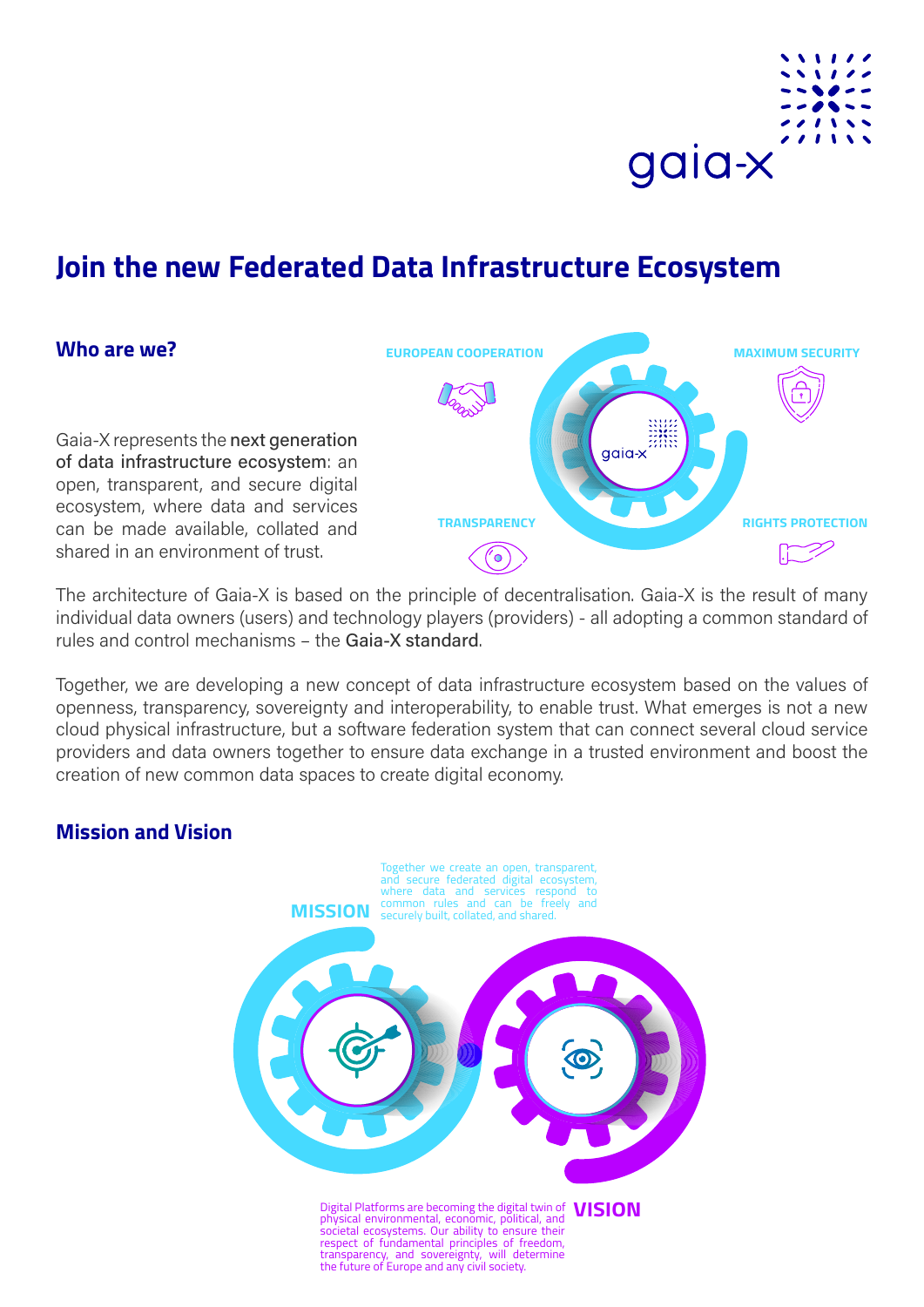# Join the new Federated Data Infrastructure Ecosystem

## Who are we?

Gaia-X represents the **next generation of data infrastructure ecosystem**: an open, transparent, and secure digital ecosystem, where data and services can be made available, collated and shared in an environment of trust.

EUROPEAN COOPERATION

MAXIMUM SECURITY

TRANSPARENCY

RIGHTS PROTECTION

The architecture of Gaia-X is based on the principle of decentralisation. Gaia-X is the result of many individual data owners (users) and technology players (providers) - all adopting a common standard of rules and control mechanisms – the **Gaia-X standard**.

Together, we are developing a new concept of data infrastructure ecosystem based on the values of openness, transparency, sovereignty and interoperability, to enable trust. What emerges is not a new cloud physical infrastructure, but a software federation system that can connect several cloud service providers and data owners together to ensure data exchange in a trusted environment and boost the creation of new common data spaces to create digital economy.

## Mission and Vision

**MISSION**

Together we create an open, transparent, and secure federated digital ecosystem, where data and services respond to common rules and can be freely and securely built, collated, and shared.

**VISION**

Digital Platforms are becoming the digital twin of physical environmental, economic, political, and societal ecosystems. Our ability to ensure their respect of fundamental principles of freedom, transparency, and sovereignty, will determine the future of Europe and any civil society.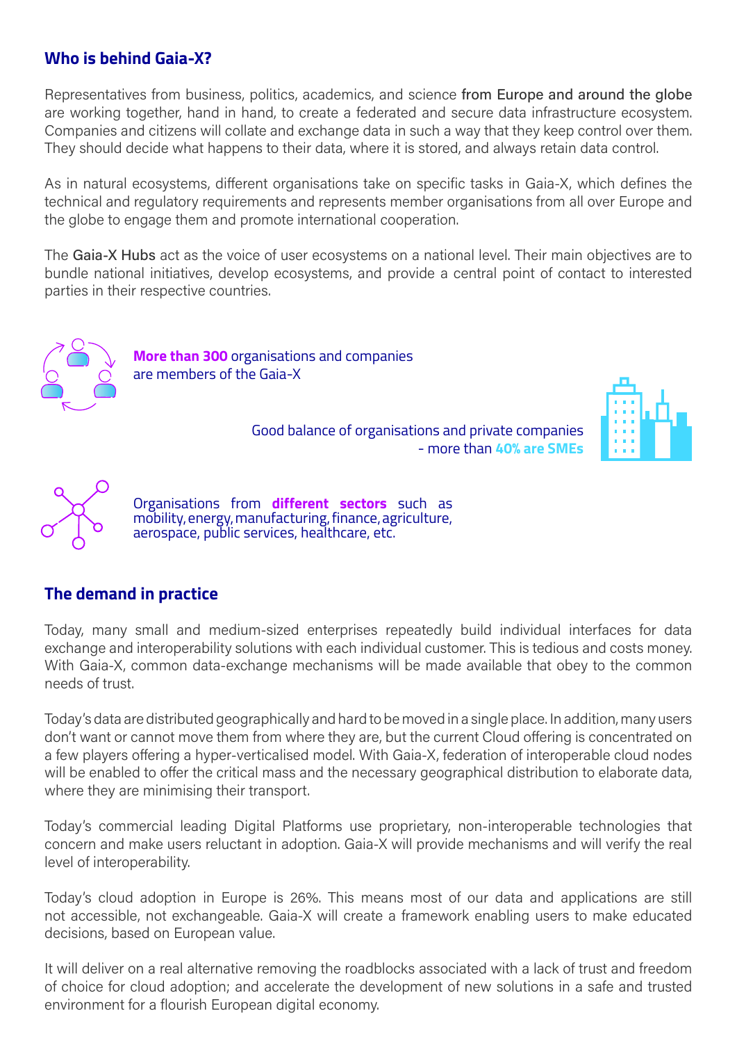## Who is behind Gaia-X?

Representatives from business, politics, academics, and science from Europe and around the globe are working together, hand in hand, to create a federated and secure data infrastructure ecosystem. Companies and citizens will collate and exchange data in such a way that they keep control over them. They should decide what happens to their data, where it is stored, and always retain data control.

As in natural ecosystems, different organisations take on specific tasks in Gaia-X, which defines the technical and regulatory requirements and represents member organisations from all over Europe and the globe to engage them and promote international cooperation.

The Gaia-X Hubs act as the voice of user ecosystems on a national level. Their main objectives are to bundle national initiatives, develop ecosystems, and provide a central point of contact to interested parties in their respective countries.

**More than 300** organisations and companies are members of the Gaia-X

Good balance of organisations and private companies - more than **40% are SMEs**

Organisations from **different sectors** such as mobility, energy, manufacturing, finance, agriculture, aerospace, public services, healthcare, etc.

## The demand in practice

Today, many small and medium-sized enterprises repeatedly build individual interfaces for data exchange and interoperability solutions with each individual customer. This is tedious and costs money. With Gaia-X, common data-exchange mechanisms will be made available that obey to the common needs of trust.

Today's data are distributed geographically and hard to be moved in a single place. In addition, many users don't want or cannot move them from where they are, but the current Cloud offering is concentrated on a few players offering a hyper-verticalised model. With Gaia-X, federation of interoperable cloud nodes will be enabled to offer the critical mass and the necessary geographical distribution to elaborate data, where they are minimising their transport.

Today's commercial leading Digital Platforms use proprietary, non-interoperable technologies that concern and make users reluctant in adoption. Gaia-X will provide mechanisms and will verify the real level of interoperability.

Today's cloud adoption in Europe is 26%. This means most of our data and applications are still not accessible, not exchangeable. Gaia-X will create a framework enabling users to make educated decisions, based on European value.

It will deliver on a real alternative removing the roadblocks associated with a lack of trust and freedom of choice for cloud adoption; and accelerate the development of new solutions in a safe and trusted environment for a flourish European digital economy.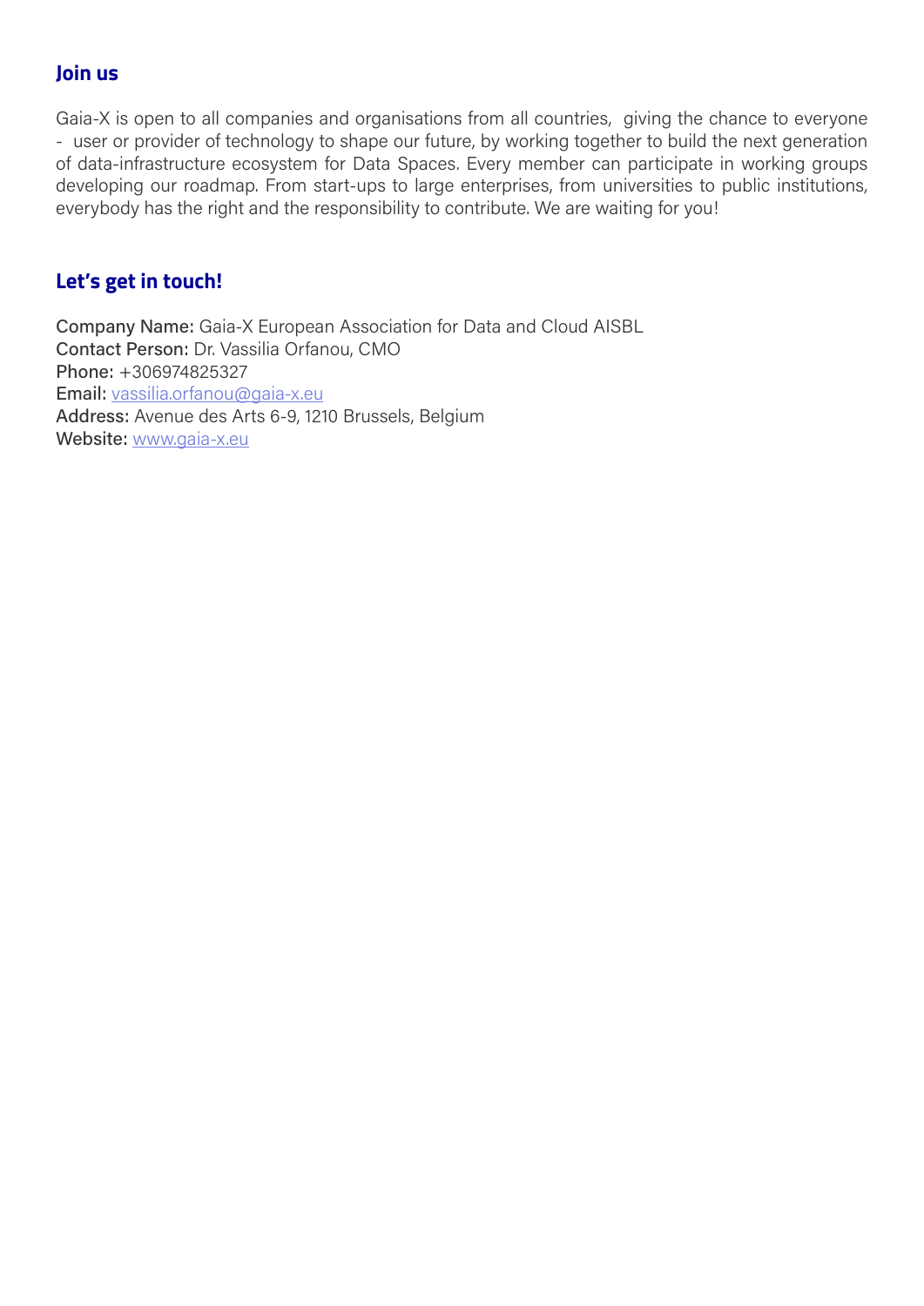## Join us

Gaia-X is open to all companies and organisations from all countries, giving the chance to everyone - user or provider of technology to shape our future, by working together to build the next generation of data-infrastructure ecosystem for Data Spaces. Every member can participate in working groups developing our roadmap. From start-ups to large enterprises, from universities to public institutions, everybody has the right and the responsibility to contribute. We are waiting for you!

## Let's get in touch!

Company Name: Gaia-X European Association for Data and Cloud AISBL
Contact Person: Dr. Vassilia Orfanou, CMO
Phone: +306974825327
Email: vassilia.orfanou@gaia-x.eu
Address: Avenue des Arts 6-9, 1210 Brussels, Belgium
Website: www.gaia-x.eu